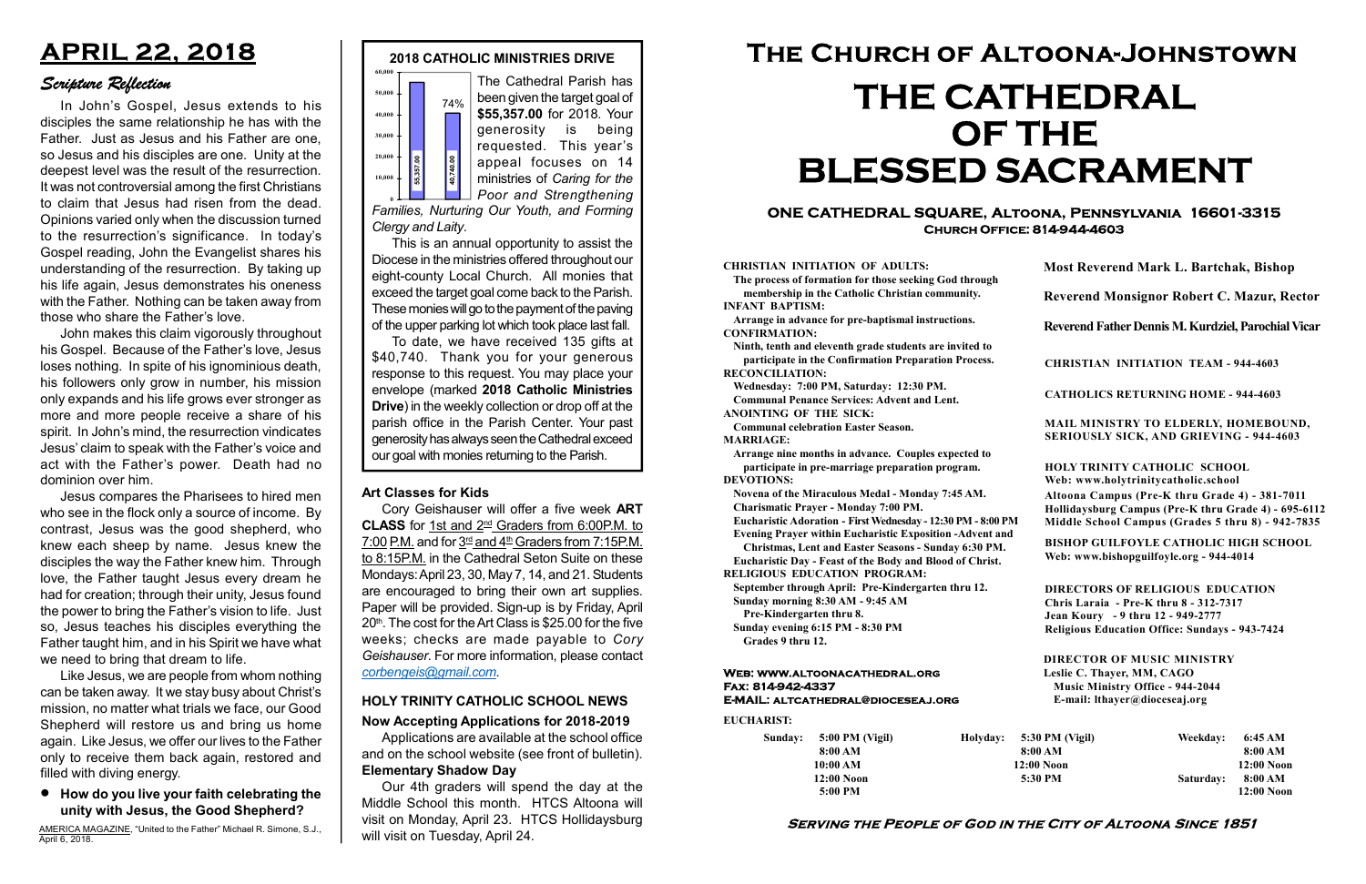# APRIL 22, 2018

## Scripture Reflection

In John's Gospel, Jesus extends to his disciples the same relationship he has with the Father. Just as Jesus and his Father are one, so Jesus and his disciples are one. Unity at the deepest level was the result of the resurrection. It was not controversial among the first Christians to claim that Jesus had risen from the dead. Opinions varied only when the discussion turned to the resurrection's significance. In today's Gospel reading, John the Evangelist shares his understanding of the resurrection. By taking up his life again, Jesus demonstrates his oneness with the Father. Nothing can be taken away from those who share the Father's love.

John makes this claim vigorously throughout his Gospel. Because of the Father's love, Jesus loses nothing. In spite of his ignominious death, his followers only grow in number, his mission only expands and his life grows ever stronger as more and more people receive a share of his spirit. In John's mind, the resurrection vindicates Jesus' claim to speak with the Father's voice and act with the Father's power. Death had no dominion over him.

Jesus compares the Pharisees to hired men who see in the flock only a source of income. By contrast, Jesus was the good shepherd, who knew each sheep by name. Jesus knew the disciples the way the Father knew him. Through love, the Father taught Jesus every dream he had for creation; through their unity, Jesus found the power to bring the Father's vision to life. Just so, Jesus teaches his disciples everything the Father taught him, and in his Spirit we have what we need to bring that dream to life.

Like Jesus, we are people from whom nothing can be taken away. It we stay busy about Christ's mission, no matter what trials we face, our Good Shepherd will restore us and bring us home again. Like Jesus, we offer our lives to the Father only to receive them back again, restored and filled with diving energy.

- **How do you live your faith celebrating the unity with Jesus, the Good Shepherd?**

AMERICA MAGAZINE, "United to the Father" Michael R. Simone, S.J., April 6, 2018.

## 2018 CATHOLIC MINISTRIES DRIVE

(Chart: target 55,357.00; received 40,740.00; 74%)

The Cathedral Parish has been given the target goal of **$55,357.00** for 2018. Your generosity is being requested. This year's appeal focuses on 14 ministries of *Caring for the Poor and Strengthening Families, Nurturing Our Youth, and Forming Clergy and Laity*.

This is an annual opportunity to assist the Diocese in the ministries offered throughout our eight-county Local Church. All monies that exceed the target goal come back to the Parish. These monies will go to the payment of the paving of the upper parking lot which took place last fall.

To date, we have received 135 gifts at $40,740. Thank you for your generous response to this request. You may place your envelope (marked **2018 Catholic Ministries Drive**) in the weekly collection or drop off at the parish office in the Parish Center. Your past generosity has always seen the Cathedral exceed our goal with monies returning to the Parish.

### Art Classes for Kids

Cory Geishauser will offer a five week **ART CLASS** for 1st and 2nd Graders from 6:00P.M. to 7:00 P.M. and for 3rd and 4th Graders from 7:15P.M. to 8:15P.M. in the Cathedral Seton Suite on these Mondays: April 23, 30, May 7, 14, and 21. Students are encouraged to bring their own art supplies. Paper will be provided. Sign-up is by Friday, April 20th. The cost for the Art Class is $25.00 for the five weeks; checks are made payable to *Cory Geishauser*. For more information, please contact *corbengeis@gmail.com*.

### HOLY TRINITY CATHOLIC SCHOOL NEWS

**Now Accepting Applications for 2018-2019**

Applications are available at the school office and on the school website (see front of bulletin).

**Elementary Shadow Day**

Our 4th graders will spend the day at the Middle School this month. HTCS Altoona will visit on Monday, April 23. HTCS Hollidaysburg will visit on Tuesday, April 24.

# The Church of Altoona-Johnstown

# THE CATHEDRAL OF THE BLESSED SACRAMENT

## ONE CATHEDRAL SQUARE, Altoona, Pennsylvania 16601-3315
**Church Office: 814-944-4603**

**CHRISTIAN INITIATION OF ADULTS:**
The process of formation for those seeking God through membership in the Catholic Christian community.

**INFANT BAPTISM:**
Arrange in advance for pre-baptismal instructions.

**CONFIRMATION:**
Ninth, tenth and eleventh grade students are invited to participate in the Confirmation Preparation Process.

**RECONCILIATION:**
Wednesday: 7:00 PM, Saturday: 12:30 PM.
Communal Penance Services: Advent and Lent.

**ANOINTING OF THE SICK:**
Communal celebration Easter Season.

**MARRIAGE:**
Arrange nine months in advance. Couples expected to participate in pre-marriage preparation program.

**DEVOTIONS:**
Novena of the Miraculous Medal - Monday 7:45 AM.
Charismatic Prayer - Monday 7:00 PM.
Eucharistic Adoration - First Wednesday - 12:30 PM - 8:00 PM
Evening Prayer within Eucharistic Exposition -Advent and Christmas, Lent and Easter Seasons - Sunday 6:30 PM.
Eucharistic Day - Feast of the Body and Blood of Christ.

**RELIGIOUS EDUCATION PROGRAM:**
September through April: Pre-Kindergarten thru 12.
Sunday morning 8:30 AM - 9:45 AM
Pre-Kindergarten thru 8.
Sunday evening 6:15 PM - 8:30 PM
Grades 9 thru 12.

**Most Reverend Mark L. Bartchak, Bishop**

**Reverend Monsignor Robert C. Mazur, Rector**

**Reverend Father Dennis M. Kurdziel, Parochial Vicar**

**CHRISTIAN INITIATION TEAM - 944-4603**

**CATHOLICS RETURNING HOME - 944-4603**

**MAIL MINISTRY TO ELDERLY, HOMEBOUND, SERIOUSLY SICK, AND GRIEVING - 944-4603**

**HOLY TRINITY CATHOLIC SCHOOL**
Web: www.holytrinitycatholic.school
Altoona Campus (Pre-K thru Grade 4) - 381-7011
Hollidaysburg Campus (Pre-K thru Grade 4) - 695-6112
Middle School Campus (Grades 5 thru 8) - 942-7835

**BISHOP GUILFOYLE CATHOLIC HIGH SCHOOL**
Web: www.bishopguilfoyle.org - 944-4014

**DIRECTORS OF RELIGIOUS EDUCATION**
Chris Laraia - Pre-K thru 8 - 312-7317
Jean Koury - 9 thru 12 - 949-2777
Religious Education Office: Sundays - 943-7424

**DIRECTOR OF MUSIC MINISTRY**
Leslie C. Thayer, MM, CAGO
Music Ministry Office - 944-2044
E-mail: lthayer@dioceseaj.org

**Web: www.altoonacathedral.org**
**Fax: 814-942-4337**
**E-MAIL: altcathedral@dioceseaj.org**

**EUCHARIST:**

| Sunday: | Holyday: | Weekday: |
|---|---|---|
| 5:00 PM (Vigil) | 5:30 PM (Vigil) | 6:45 AM |
| 8:00 AM | 8:00 AM | 8:00 AM |
| 10:00 AM | 12:00 Noon | 12:00 Noon |
| 12:00 Noon | 5:30 PM | Saturday: 8:00 AM |
| 5:00 PM | | 12:00 Noon |

**Serving the People of God in the City of Altoona Since 1851**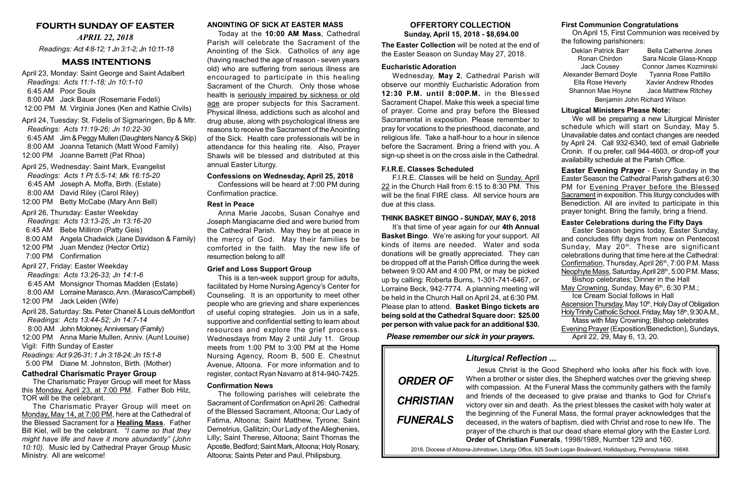# FOURTH SUNDAY OF EASTER

*APRIL 22, 2018*

*Readings: Act 4:8-12; 1 Jn 3:1-2; Jn 10:11-18*

## MASS INTENTIONS

April 23, Monday: Saint George and Saint Adalbert
*Readings: Acts 11:1-18; Jn 10:1-10*
6:45 AM Poor Souls
8:00 AM Jack Bauer (Rosemarie Fedeli)
12:00 PM M. Virginia Jones (Ken and Kathie Civils)

April 24, Tuesday: St. Fidelis of Sigmaringen, Bp & Mtr.
*Readings: Acts 11:19-26; Jn 10:22-30*
6:45 AM Jim & Peggy Mullen (Daughters Nancy & Skip)
8:00 AM Joanna Tetanich (Matt Wood Family)
12:00 PM Joanne Barrett (Pat Rhoa)

April 25, Wednesday: Saint Mark, Evangelist
*Readings: Acts 1 Pt 5:5-14; Mk 16:15-20*
6:45 AM Joseph A. Moffa, Birth. (Estate)
8:00 AM David Riley (Carol Riley)
12:00 PM Betty McCabe (Mary Ann Bell)

April 26, Thursday: Easter Weekday
*Readings: Acts 13:13-25; Jn 13:16-20*
6:45 AM Bebe Milliron (Patty Geis)
8:00 AM Angela Chadwick (Jane Davidson & Family)
12:00 PM Juan Mendez (Hector Ortiz)
7:00 PM Confirmation

April 27, Friday: Easter Weekday
*Readings: Acts 13:26-33; Jn 14:1-6*
6:45 AM Monsignor Thomas Madden (Estate)
8:00 AM Lorraine Marasco, Ann. (Marasco/Campbell)
12:00 PM Jack Leiden (Wife)

April 28, Saturday: Sts. Peter Chanel & Louis deMontfort
*Readings: Acts 13:44-52; Jn 14:7-14*
8:00 AM John Moloney, Anniversary (Family)
12:00 PM Anna Marie Mullen, Anniv. (Aunt Louise)
Vigil: Fifth Sunday of Easter
*Readings: Act 9:26-31; 1 Jn 3:18-24; Jn 15:1-8*
5:00 PM Diane M. Johnston, Birth. (Mother)

### Cathedral Charismatic Prayer Group

The Charismatic Prayer Group will meet for Mass this Monday, April 23, at 7:00 PM. Father Bob Hilz, TOR will be the celebrant.

The Charismatic Prayer Group will meet on Monday, May 14, at 7:00 PM, here at the Cathedral of the Blessed Sacrament for a **Healing Mass**. Father Bill Kiel, will be the celebrant. *"I came so that they might have life and have it more abundantly" (John 10:10).* Music led by Cathedral Prayer Group Music Ministry. All are welcome!

### ANOINTING OF SICK AT EASTER MASS

Today at the **10:00 AM Mass**, Cathedral Parish will celebrate the Sacrament of the Anointing of the Sick. Catholics of any age (having reached the age of reason - seven years old) who are suffering from serious illness are encouraged to participate in this healing Sacrament of the Church. Only those whose health is seriously impaired by sickness or old age are proper subjects for this Sacrament. Physical illness, addictions such as alcohol and drug abuse, along with psychological illness are reasons to receive the Sacrament of the Anointing of the Sick. Health care professionals will be in attendance for this healing rite. Also, Prayer Shawls will be blessed and distributed at this annual Easter Liturgy.

### Confessions on Wednesday, April 25, 2018

Confessions will be heard at 7:00 PM during Confirmation practice.

### Rest in Peace

Anna Marie Jacobs, Susan Conahye and Joseph Mangiacarne died and were buried from the Cathedral Parish. May they be at peace in the mercy of God. May their families be comforted in the faith. May the new life of resurrection belong to all!

### Grief and Loss Support Group

This is a ten-week support group for adults, facilitated by Home Nursing Agency's Center for Counseling. It is an opportunity to meet other people who are grieving and share experiences of useful coping strategies. Join us in a safe, supportive and confidential setting to learn about resources and explore the grief process. Wednesdays from May 2 until July 11. Group meets from 1:00 PM to 3:00 PM at the Home Nursing Agency, Room B, 500 E. Chestnut Avenue, Altoona. For more information and to register, contact Ryan Navarro at 814-940-7425.

### Confirmation News

The following parishes will celebrate the Sacrament of Confirmation on April 26: Cathedral of the Blessed Sacrament, Altoona; Our Lady of Fatima, Altoona; Saint Matthew, Tyrone; Saint Demetrius, Gallitzin; Our Lady of the Alleghenies, Lilly; Saint Therese, Altoona; Saint Thomas the Apostle, Bedford; Saint Mark, Altoona; Holy Rosary, Altoona; Saints Peter and Paul, Philipsburg.

### OFFERTORY COLLECTION
**Sunday, April 15, 2018 - $8,694.00**

**The Easter Collection** will be noted at the end of the Easter Season on Sunday May 27, 2018.

### Eucharistic Adoration

Wednesday, **May 2**, Cathedral Parish will observe our monthly Eucharistic Adoration from **12:30 P.M. until 8:00P.M.** in the Blessed Sacrament Chapel. Make this week a special time of prayer. Come and pray before the Blessed Sacramental in exposition. Please remember to pray for vocations to the priesthood, diaconate, and religious life. Take a half-hour to a hour in silence before the Sacrament. Bring a friend with you. A sign-up sheet is on the cross aisle in the Cathedral.

### F.I.R.E. Classes Scheduled

F.I.R.E. Classes will be held on Sunday, April 22 in the Church Hall from 6:15 to 8:30 PM. This will be the final FIRE class. All service hours are due at this class.

### THINK BASKET BINGO - SUNDAY, MAY 6, 2018

It's that time of year again for our **4th Annual Basket Bingo**. We're asking for your support. All kinds of items are needed. Water and soda donations will be greatly appreciated. They can be dropped off at the Parish Office during the week between 9:00 AM and 4:00 PM, or may be picked up by calling: Roberta Burns, 1-301-741-6467, or Lorraine Beck, 942-7774. A planning meeting will be held in the Church Hall on April 24, at 6:30 PM. Please plan to attend. **Basket Bingo tickets are being sold at the Cathedral Square door: $25.00 per person with value pack for an additional $30.**

***Please remember our sick in your prayers.***

### First Communion Congratulations

On April 15, First Communion was received by the following parishioners:

Deklan Patrick Barr, Bella Catherine Jones, Ronan Chirdon, Sara Nicole Glass-Knopp, Jack Cousey, Connor James Kozminski, Alexander Bernard Doyle, Tyanna Rose Pattillo, Ella Rose Heverly, Xavier Andrew Rhodes, Shannon Mae Hoyne, Jace Matthew Ritchey, Benjamin John Richard Wilson

### Litugical Ministers Please Note:

We will be preparing a new Liturgical Minister schedule which will start on Sunday, May 5. Unavailable dates and contact changes are needed by April 24. Call 932-6340, text of email Gabrielle Cronin. If ou prefer, call 944-4603, or drop-off your availability schedule at the Parish Office.

**Easter Evening Prayer** - Every Sunday in the Easter Season the Cathedral Parish gathers at 6:30 PM for Evening Prayer before the Blessed Sacrament in exposition. This liturgy concludes with Benediction. All are invited to participate in this prayer tonight. Bring the family, bring a friend.

### Easter Celebrations during the Fifty Days

Easter Season begins today, Easter Sunday, and concludes fifty days from now on Pentecost Sunday, May 20th. These are significant celebrations during that time here at the Cathedral:

Confirmation, Thursday, April 26th, 7:00 P.M. Mass
Neophyte Mass, Saturday, April 28th, 5:00 P.M. Mass;
Bishop celebrates; Dinner in the Hall
May Crowning, Sunday, May 6th, 6:30 P.M.;
Ice Cream Social follows in Hall
Ascension Thursday, May 10th, Holy Day of Obligation
Holy Trinity Catholic School, Friday, May 18th, 9:30 A.M.,
Mass with May Crowning; Bishop celebrates
Evening Prayer (Exposition/Benediction), Sundays, April 22, 29, May 6, 13, 20.

### *Liturgical Reflection ...*

***ORDER OF CHRISTIAN FUNERALS***

Jesus Christ is the Good Shepherd who looks after his flock with love. When a brother or sister dies, the Shepherd watches over the grieving sheep with compassion. At the Funeral Mass the community gathers with the family and friends of the deceased to give praise and thanks to God for Christ's victory over sin and death. As the priest blesses the casket with holy water at the beginning of the Funeral Mass, the formal prayer acknowledges that the deceased, in the waters of baptism, died with Christ and rose to new life. The prayer of the church is that our dead share eternal glory with the Easter Lord. **Order of Christian Funerals**, 1998/1989, Number 129 and 160.

2018, Diocese of Altoona-Johnstown, Liturgy Office, 925 South Logan Boulevard, Hollidaysburg, Pennsylvania 16648.